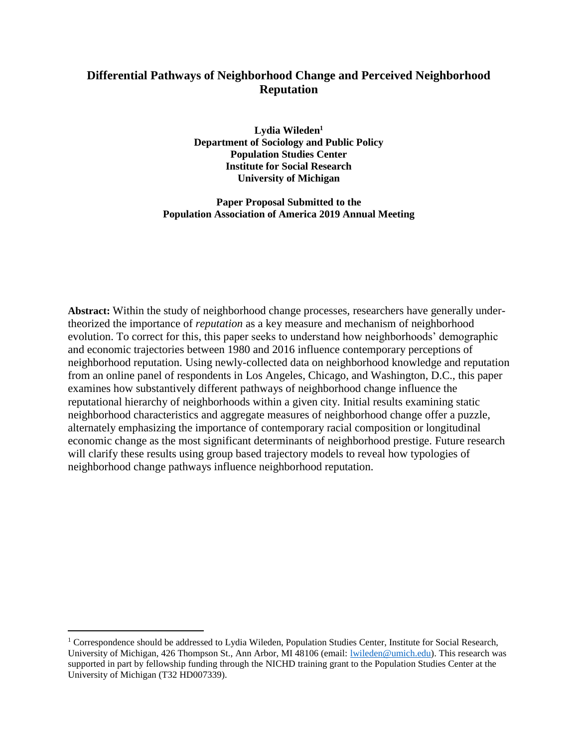# Differential Pathways of Neighborhood Change and Perceived Neighborhood Reputation

**Lydia Wileden[1]**
**Department of Sociology and Public Policy**
**Population Studies Center**
**Institute for Social Research**
**University of Michigan**

**Paper Proposal Submitted to the**
**Population Association of America 2019 Annual Meeting**

**Abstract:** Within the study of neighborhood change processes, researchers have generally under-theorized the importance of *reputation* as a key measure and mechanism of neighborhood evolution. To correct for this, this paper seeks to understand how neighborhoods' demographic and economic trajectories between 1980 and 2016 influence contemporary perceptions of neighborhood reputation. Using newly-collected data on neighborhood knowledge and reputation from an online panel of respondents in Los Angeles, Chicago, and Washington, D.C., this paper examines how substantively different pathways of neighborhood change influence the reputational hierarchy of neighborhoods within a given city. Initial results examining static neighborhood characteristics and aggregate measures of neighborhood change offer a puzzle, alternately emphasizing the importance of contemporary racial composition or longitudinal economic change as the most significant determinants of neighborhood prestige. Future research will clarify these results using group based trajectory models to reveal how typologies of neighborhood change pathways influence neighborhood reputation.

[1] Correspondence should be addressed to Lydia Wileden, Population Studies Center, Institute for Social Research, University of Michigan, 426 Thompson St., Ann Arbor, MI 48106 (email: lwileden@umich.edu). This research was supported in part by fellowship funding through the NICHD training grant to the Population Studies Center at the University of Michigan (T32 HD007339).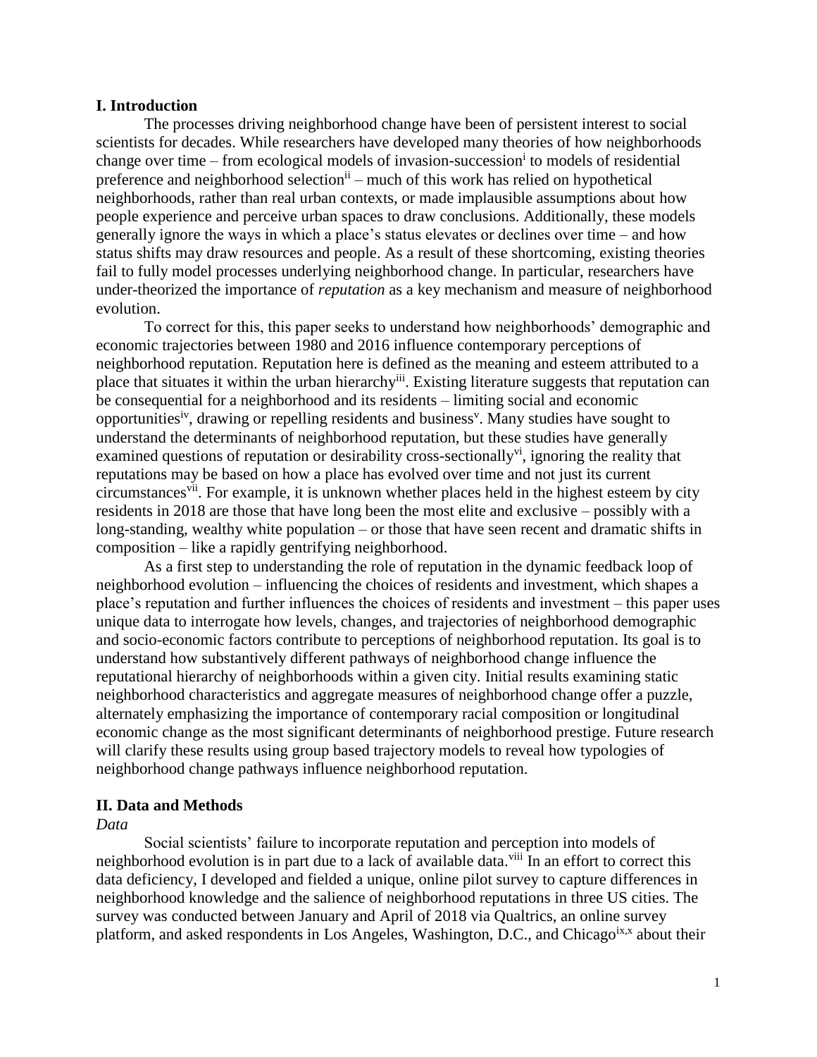## I. Introduction

The processes driving neighborhood change have been of persistent interest to social scientists for decades. While researchers have developed many theories of how neighborhoods change over time – from ecological models of invasion-succession[i] to models of residential preference and neighborhood selection[ii] – much of this work has relied on hypothetical neighborhoods, rather than real urban contexts, or made implausible assumptions about how people experience and perceive urban spaces to draw conclusions. Additionally, these models generally ignore the ways in which a place's status elevates or declines over time – and how status shifts may draw resources and people. As a result of these shortcoming, existing theories fail to fully model processes underlying neighborhood change. In particular, researchers have under-theorized the importance of *reputation* as a key mechanism and measure of neighborhood evolution.

To correct for this, this paper seeks to understand how neighborhoods' demographic and economic trajectories between 1980 and 2016 influence contemporary perceptions of neighborhood reputation. Reputation here is defined as the meaning and esteem attributed to a place that situates it within the urban hierarchy[iii]. Existing literature suggests that reputation can be consequential for a neighborhood and its residents – limiting social and economic opportunities[iv], drawing or repelling residents and business[v]. Many studies have sought to understand the determinants of neighborhood reputation, but these studies have generally examined questions of reputation or desirability cross-sectionally[vi], ignoring the reality that reputations may be based on how a place has evolved over time and not just its current circumstances[vii]. For example, it is unknown whether places held in the highest esteem by city residents in 2018 are those that have long been the most elite and exclusive – possibly with a long-standing, wealthy white population – or those that have seen recent and dramatic shifts in composition – like a rapidly gentrifying neighborhood.

As a first step to understanding the role of reputation in the dynamic feedback loop of neighborhood evolution – influencing the choices of residents and investment, which shapes a place's reputation and further influences the choices of residents and investment – this paper uses unique data to interrogate how levels, changes, and trajectories of neighborhood demographic and socio-economic factors contribute to perceptions of neighborhood reputation. Its goal is to understand how substantively different pathways of neighborhood change influence the reputational hierarchy of neighborhoods within a given city. Initial results examining static neighborhood characteristics and aggregate measures of neighborhood change offer a puzzle, alternately emphasizing the importance of contemporary racial composition or longitudinal economic change as the most significant determinants of neighborhood prestige. Future research will clarify these results using group based trajectory models to reveal how typologies of neighborhood change pathways influence neighborhood reputation.

## II. Data and Methods

*Data*

Social scientists' failure to incorporate reputation and perception into models of neighborhood evolution is in part due to a lack of available data.[viii] In an effort to correct this data deficiency, I developed and fielded a unique, online pilot survey to capture differences in neighborhood knowledge and the salience of neighborhood reputations in three US cities. The survey was conducted between January and April of 2018 via Qualtrics, an online survey platform, and asked respondents in Los Angeles, Washington, D.C., and Chicago[ix,x] about their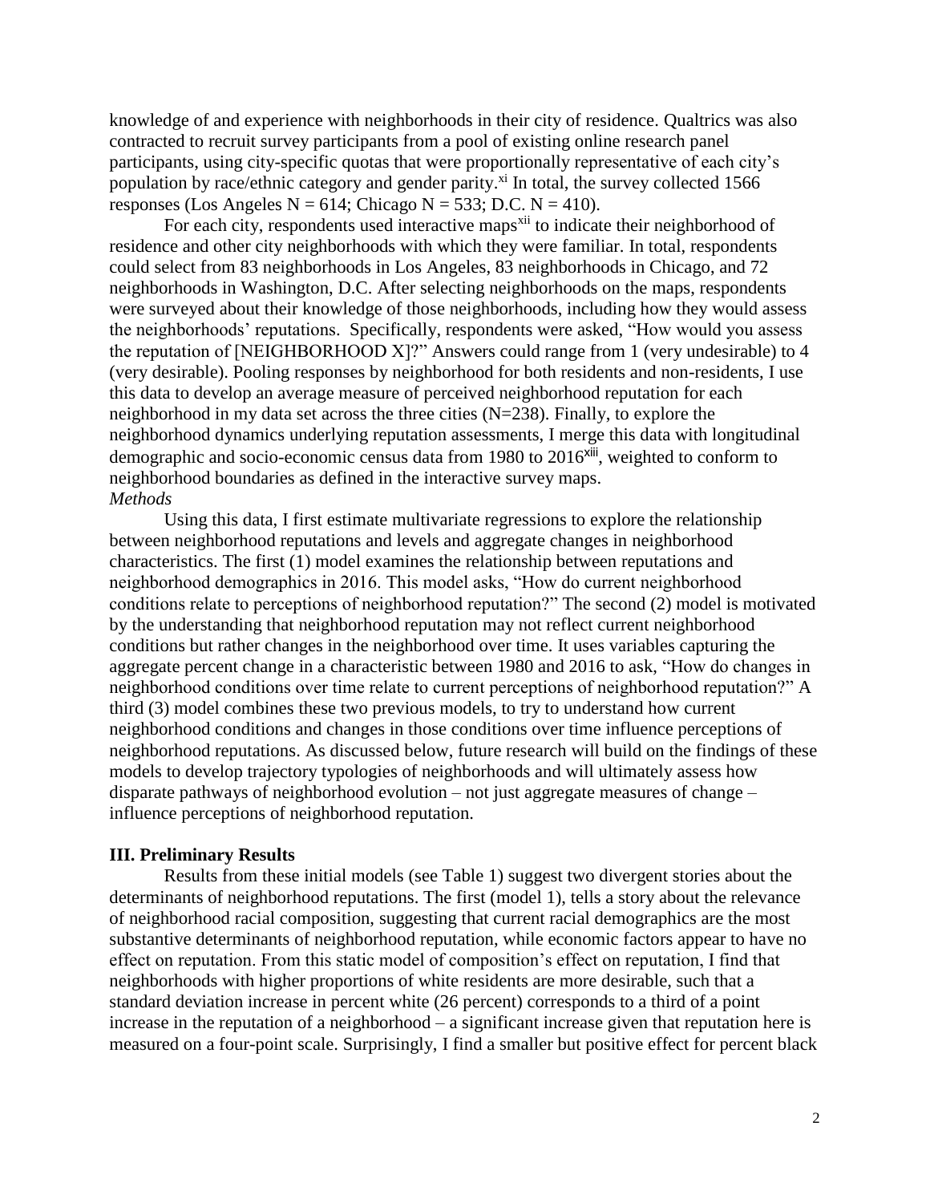knowledge of and experience with neighborhoods in their city of residence. Qualtrics was also contracted to recruit survey participants from a pool of existing online research panel participants, using city-specific quotas that were proportionally representative of each city's population by race/ethnic category and gender parity.[xi] In total, the survey collected 1566 responses (Los Angeles N = 614; Chicago N = 533; D.C. N = 410).

For each city, respondents used interactive maps[xii] to indicate their neighborhood of residence and other city neighborhoods with which they were familiar. In total, respondents could select from 83 neighborhoods in Los Angeles, 83 neighborhoods in Chicago, and 72 neighborhoods in Washington, D.C. After selecting neighborhoods on the maps, respondents were surveyed about their knowledge of those neighborhoods, including how they would assess the neighborhoods' reputations. Specifically, respondents were asked, "How would you assess the reputation of [NEIGHBORHOOD X]?" Answers could range from 1 (very undesirable) to 4 (very desirable). Pooling responses by neighborhood for both residents and non-residents, I use this data to develop an average measure of perceived neighborhood reputation for each neighborhood in my data set across the three cities (N=238). Finally, to explore the neighborhood dynamics underlying reputation assessments, I merge this data with longitudinal demographic and socio-economic census data from 1980 to 2016[xiii], weighted to conform to neighborhood boundaries as defined in the interactive survey maps.

*Methods*

Using this data, I first estimate multivariate regressions to explore the relationship between neighborhood reputations and levels and aggregate changes in neighborhood characteristics. The first (1) model examines the relationship between reputations and neighborhood demographics in 2016. This model asks, "How do current neighborhood conditions relate to perceptions of neighborhood reputation?" The second (2) model is motivated by the understanding that neighborhood reputation may not reflect current neighborhood conditions but rather changes in the neighborhood over time. It uses variables capturing the aggregate percent change in a characteristic between 1980 and 2016 to ask, "How do changes in neighborhood conditions over time relate to current perceptions of neighborhood reputation?" A third (3) model combines these two previous models, to try to understand how current neighborhood conditions and changes in those conditions over time influence perceptions of neighborhood reputations. As discussed below, future research will build on the findings of these models to develop trajectory typologies of neighborhoods and will ultimately assess how disparate pathways of neighborhood evolution – not just aggregate measures of change – influence perceptions of neighborhood reputation.

## III. Preliminary Results

Results from these initial models (see Table 1) suggest two divergent stories about the determinants of neighborhood reputations. The first (model 1), tells a story about the relevance of neighborhood racial composition, suggesting that current racial demographics are the most substantive determinants of neighborhood reputation, while economic factors appear to have no effect on reputation. From this static model of composition's effect on reputation, I find that neighborhoods with higher proportions of white residents are more desirable, such that a standard deviation increase in percent white (26 percent) corresponds to a third of a point increase in the reputation of a neighborhood – a significant increase given that reputation here is measured on a four-point scale. Surprisingly, I find a smaller but positive effect for percent black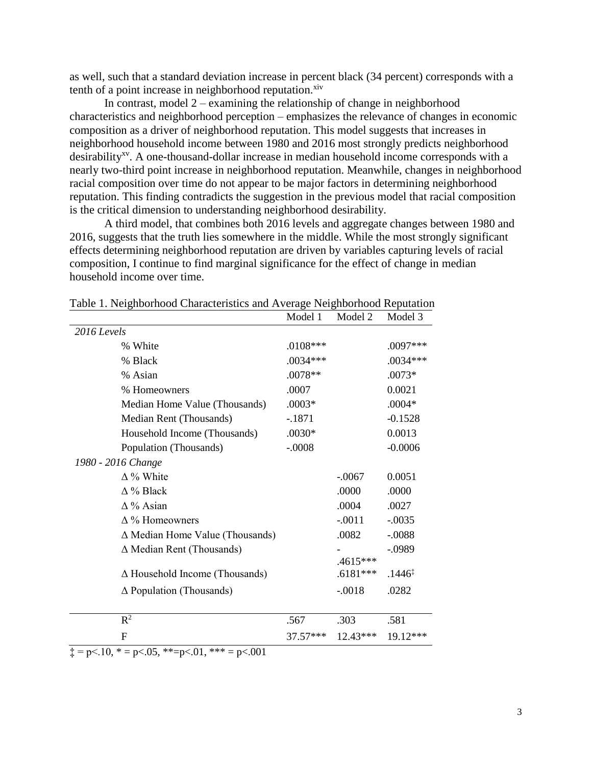as well, such that a standard deviation increase in percent black (34 percent) corresponds with a tenth of a point increase in neighborhood reputation.[xiv]

In contrast, model 2 – examining the relationship of change in neighborhood characteristics and neighborhood perception – emphasizes the relevance of changes in economic composition as a driver of neighborhood reputation. This model suggests that increases in neighborhood household income between 1980 and 2016 most strongly predicts neighborhood desirability[xv]. A one-thousand-dollar increase in median household income corresponds with a nearly two-third point increase in neighborhood reputation. Meanwhile, changes in neighborhood racial composition over time do not appear to be major factors in determining neighborhood reputation. This finding contradicts the suggestion in the previous model that racial composition is the critical dimension to understanding neighborhood desirability.

A third model, that combines both 2016 levels and aggregate changes between 1980 and 2016, suggests that the truth lies somewhere in the middle. While the most strongly significant effects determining neighborhood reputation are driven by variables capturing levels of racial composition, I continue to find marginal significance for the effect of change in median household income over time.

Table 1. Neighborhood Characteristics and Average Neighborhood Reputation

| | Model 1 | Model 2 | Model 3 |
|---|---|---|---|
| *2016 Levels* | | | |
| % White | .0108*** | | .0097*** |
| % Black | .0034*** | | .0034*** |
| % Asian | .0078** | | .0073* |
| % Homeowners | .0007 | | 0.0021 |
| Median Home Value (Thousands) | .0003* | | .0004* |
| Median Rent (Thousands) | -.1871 | | -0.1528 |
| Household Income (Thousands) | .0030* | | 0.0013 |
| Population (Thousands) | -.0008 | | -0.0006 |
| *1980 - 2016 Change* | | | |
| Δ % White | | -.0067 | 0.0051 |
| Δ % Black | | .0000 | .0000 |
| Δ % Asian | | .0004 | .0027 |
| Δ % Homeowners | | -.0011 | -.0035 |
| Δ Median Home Value (Thousands) | | .0082 | -.0088 |
| Δ Median Rent (Thousands) | | -.4615*** | -.0989 |
| Δ Household Income (Thousands) | | .6181*** | .1446‡ |
| Δ Population (Thousands) | | -.0018 | .0282 |
| $R^2$ | .567 | .303 | .581 |
| F | 37.57*** | 12.43*** | 19.12*** |

‡ = p<.10, * = p<.05, **=p<.01, *** = p<.001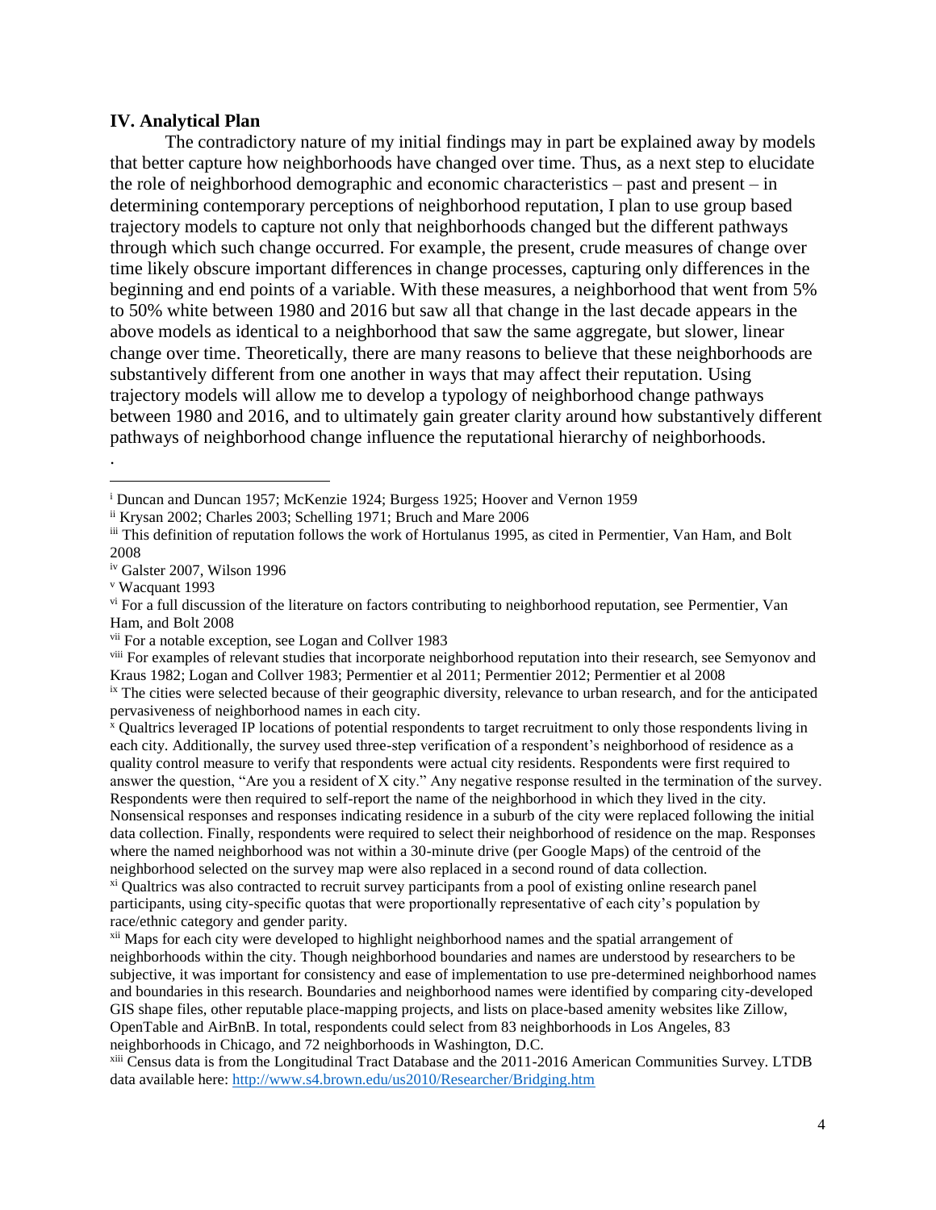### IV. Analytical Plan

The contradictory nature of my initial findings may in part be explained away by models that better capture how neighborhoods have changed over time. Thus, as a next step to elucidate the role of neighborhood demographic and economic characteristics – past and present – in determining contemporary perceptions of neighborhood reputation, I plan to use group based trajectory models to capture not only that neighborhoods changed but the different pathways through which such change occurred. For example, the present, crude measures of change over time likely obscure important differences in change processes, capturing only differences in the beginning and end points of a variable. With these measures, a neighborhood that went from 5% to 50% white between 1980 and 2016 but saw all that change in the last decade appears in the above models as identical to a neighborhood that saw the same aggregate, but slower, linear change over time. Theoretically, there are many reasons to believe that these neighborhoods are substantively different from one another in ways that may affect their reputation. Using trajectory models will allow me to develop a typology of neighborhood change pathways between 1980 and 2016, and to ultimately gain greater clarity around how substantively different pathways of neighborhood change influence the reputational hierarchy of neighborhoods.

.

---

[i] Duncan and Duncan 1957; McKenzie 1924; Burgess 1925; Hoover and Vernon 1959

[ii] Krysan 2002; Charles 2003; Schelling 1971; Bruch and Mare 2006

[iii] This definition of reputation follows the work of Hortulanus 1995, as cited in Permentier, Van Ham, and Bolt 2008

[iv] Galster 2007, Wilson 1996

[v] Wacquant 1993

[vi] For a full discussion of the literature on factors contributing to neighborhood reputation, see Permentier, Van Ham, and Bolt 2008

[vii] For a notable exception, see Logan and Collver 1983

[viii] For examples of relevant studies that incorporate neighborhood reputation into their research, see Semyonov and Kraus 1982; Logan and Collver 1983; Permentier et al 2011; Permentier 2012; Permentier et al 2008

[ix] The cities were selected because of their geographic diversity, relevance to urban research, and for the anticipated pervasiveness of neighborhood names in each city.

[x] Qualtrics leveraged IP locations of potential respondents to target recruitment to only those respondents living in each city. Additionally, the survey used three-step verification of a respondent's neighborhood of residence as a quality control measure to verify that respondents were actual city residents. Respondents were first required to answer the question, "Are you a resident of X city." Any negative response resulted in the termination of the survey. Respondents were then required to self-report the name of the neighborhood in which they lived in the city. Nonsensical responses and responses indicating residence in a suburb of the city were replaced following the initial data collection. Finally, respondents were required to select their neighborhood of residence on the map. Responses where the named neighborhood was not within a 30-minute drive (per Google Maps) of the centroid of the neighborhood selected on the survey map were also replaced in a second round of data collection.

[xi] Qualtrics was also contracted to recruit survey participants from a pool of existing online research panel participants, using city-specific quotas that were proportionally representative of each city's population by race/ethnic category and gender parity.

[xii] Maps for each city were developed to highlight neighborhood names and the spatial arrangement of neighborhoods within the city. Though neighborhood boundaries and names are understood by researchers to be subjective, it was important for consistency and ease of implementation to use pre-determined neighborhood names and boundaries in this research. Boundaries and neighborhood names were identified by comparing city-developed GIS shape files, other reputable place-mapping projects, and lists on place-based amenity websites like Zillow, OpenTable and AirBnB. In total, respondents could select from 83 neighborhoods in Los Angeles, 83 neighborhoods in Chicago, and 72 neighborhoods in Washington, D.C.

[xiii] Census data is from the Longitudinal Tract Database and the 2011-2016 American Communities Survey. LTDB data available here: http://www.s4.brown.edu/us2010/Researcher/Bridging.htm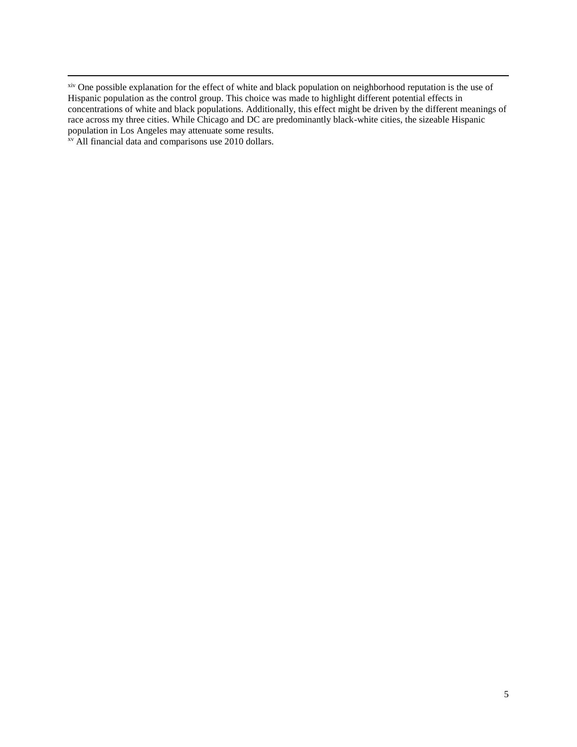[xiv] One possible explanation for the effect of white and black population on neighborhood reputation is the use of Hispanic population as the control group. This choice was made to highlight different potential effects in concentrations of white and black populations. Additionally, this effect might be driven by the different meanings of race across my three cities. While Chicago and DC are predominantly black-white cities, the sizeable Hispanic population in Los Angeles may attenuate some results.

[xv] All financial data and comparisons use 2010 dollars.